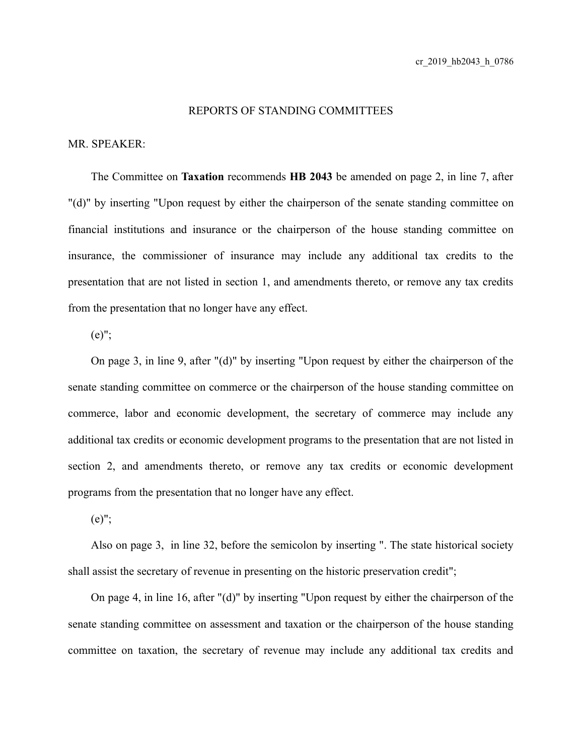REPORTS OF STANDING COMMITTEES

MR. SPEAKER:

The Committee on **Taxation** recommends **HB 2043** be amended on page 2, in line 7, after "(d)" by inserting "Upon request by either the chairperson of the senate standing committee on financial institutions and insurance or the chairperson of the house standing committee on insurance, the commissioner of insurance may include any additional tax credits to the presentation that are not listed in section 1, and amendments thereto, or remove any tax credits from the presentation that no longer have any effect.

(e)";

On page 3, in line 9, after "(d)" by inserting "Upon request by either the chairperson of the senate standing committee on commerce or the chairperson of the house standing committee on commerce, labor and economic development, the secretary of commerce may include any additional tax credits or economic development programs to the presentation that are not listed in section 2, and amendments thereto, or remove any tax credits or economic development programs from the presentation that no longer have any effect.

(e)";

Also on page 3, in line 32, before the semicolon by inserting ". The state historical society shall assist the secretary of revenue in presenting on the historic preservation credit";

On page 4, in line 16, after "(d)" by inserting "Upon request by either the chairperson of the senate standing committee on assessment and taxation or the chairperson of the house standing committee on taxation, the secretary of revenue may include any additional tax credits and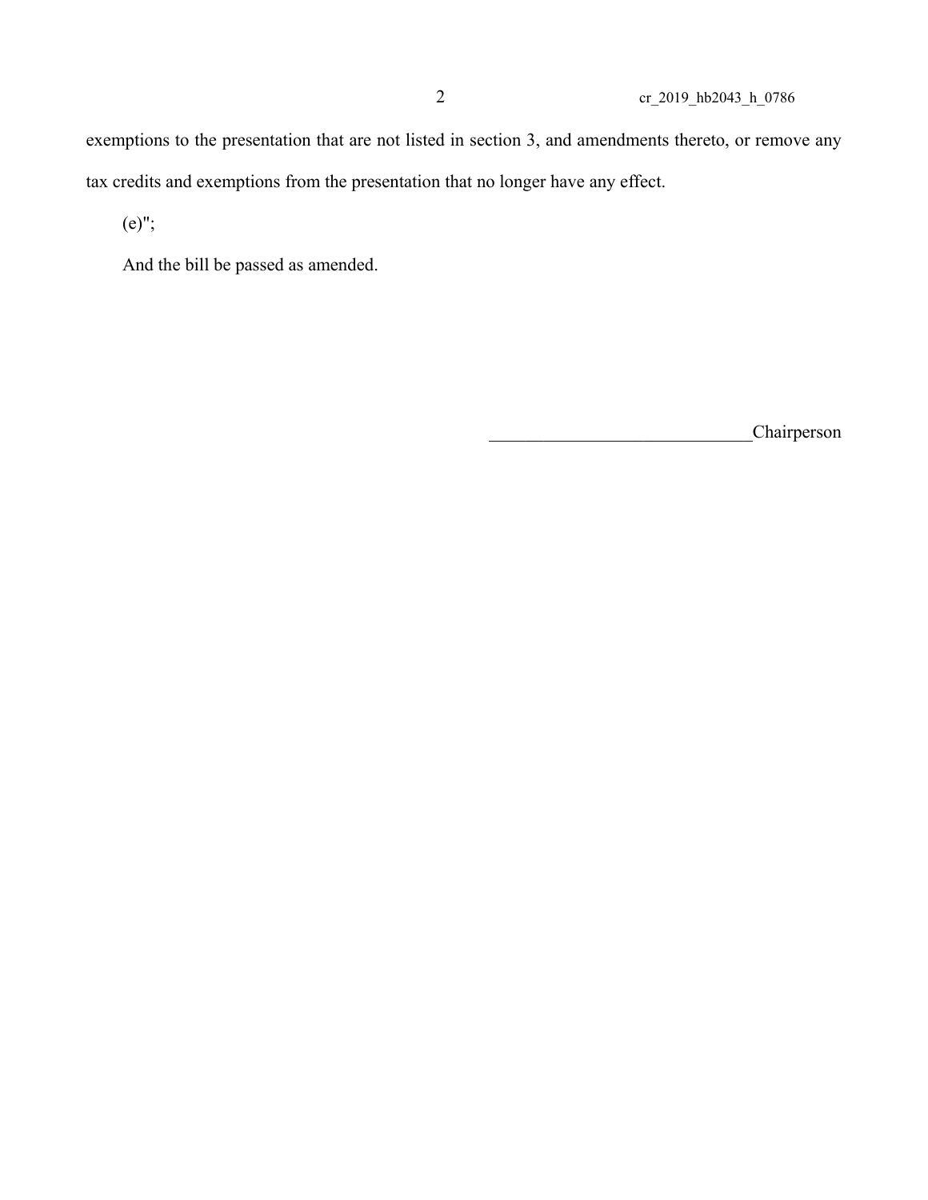exemptions to the presentation that are not listed in section 3, and amendments thereto, or remove any tax credits and exemptions from the presentation that no longer have any effect.

(e)";

And the bill be passed as amended.

_____________________________Chairperson